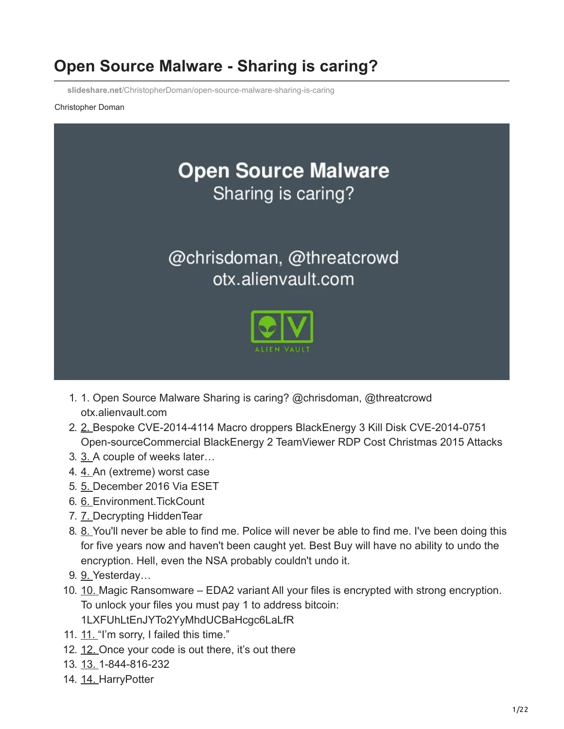# Open Source Malware - Sharing is caring?

slideshare.net/ChristopherDoman/open-source-malware-sharing-is-caring

Christopher Doman

Open Source Malware
Sharing is caring?

@chrisdoman, @threatcrowd
otx.alienvault.com

ALIEN VAULT

1. 1. Open Source Malware Sharing is caring? @chrisdoman, @threatcrowd otx.alienvault.com
2. 2. Bespoke CVE-2014-4114 Macro droppers BlackEnergy 3 Kill Disk CVE-2014-0751 Open-sourceCommercial BlackEnergy 2 TeamViewer RDP Cost Christmas 2015 Attacks
3. 3. A couple of weeks later…
4. 4. An (extreme) worst case
5. 5. December 2016 Via ESET
6. 6. Environment.TickCount
7. 7. Decrypting HiddenTear
8. 8. You'll never be able to find me. Police will never be able to find me. I've been doing this for five years now and haven't been caught yet. Best Buy will have no ability to undo the encryption. Hell, even the NSA probably couldn't undo it.
9. 9. Yesterday…
10. 10. Magic Ransomware – EDA2 variant All your files is encrypted with strong encryption. To unlock your files you must pay 1 to address bitcoin: 1LXFUhLtEnJYTo2YyMhdUCBaHcgc6LaLfR
11. 11. "I'm sorry, I failed this time."
12. 12. Once your code is out there, it's out there
13. 13. 1-844-816-232
14. 14. HarryPotter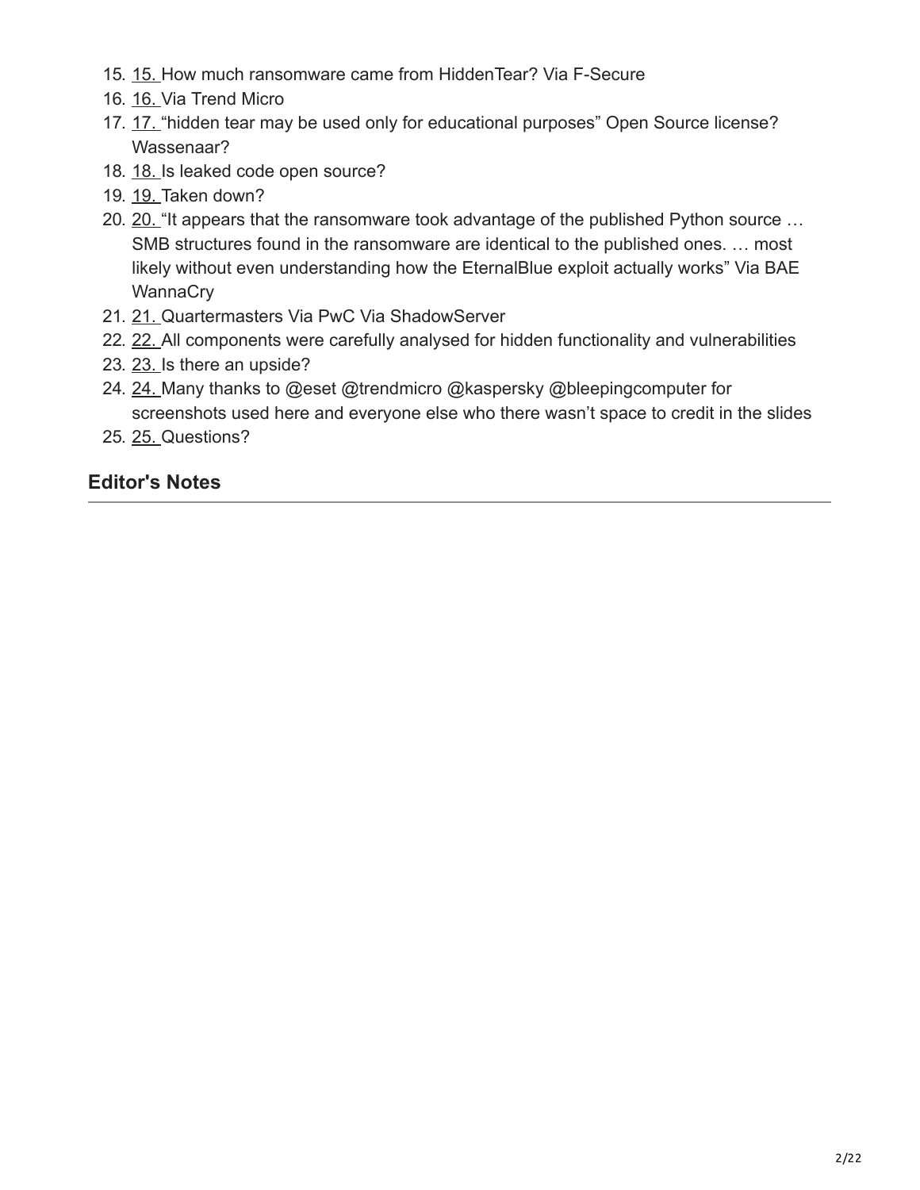15. 15. How much ransomware came from HiddenTear? Via F-Secure
16. 16. Via Trend Micro
17. 17. "hidden tear may be used only for educational purposes" Open Source license? Wassenaar?
18. 18. Is leaked code open source?
19. 19. Taken down?
20. 20. "It appears that the ransomware took advantage of the published Python source … SMB structures found in the ransomware are identical to the published ones. … most likely without even understanding how the EternalBlue exploit actually works" Via BAE WannaCry
21. 21. Quartermasters Via PwC Via ShadowServer
22. 22. All components were carefully analysed for hidden functionality and vulnerabilities
23. 23. Is there an upside?
24. 24. Many thanks to @eset @trendmicro @kaspersky @bleepingcomputer for screenshots used here and everyone else who there wasn't space to credit in the slides
25. 25. Questions?

## Editor's Notes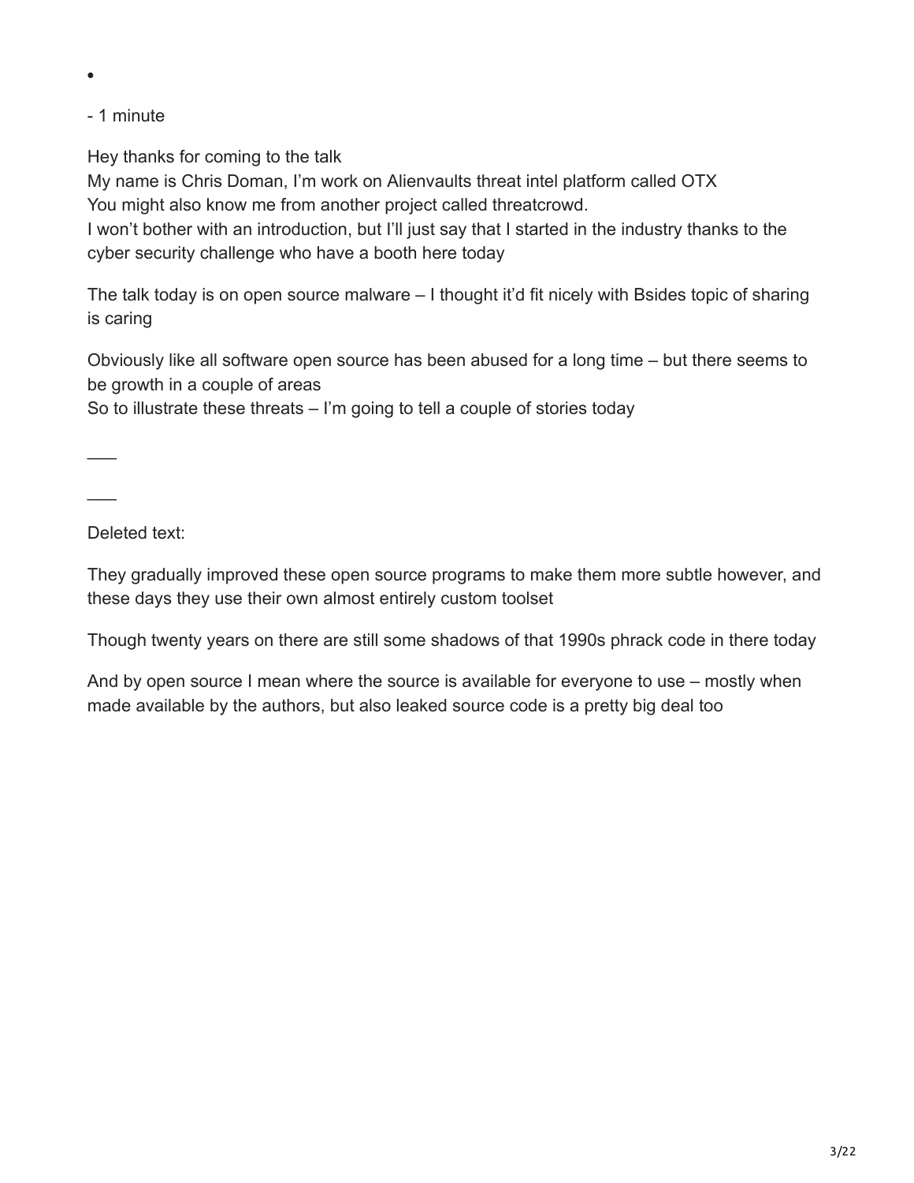- 

- 1 minute

Hey thanks for coming to the talk
My name is Chris Doman, I’m work on Alienvaults threat intel platform called OTX
You might also know me from another project called threatcrowd.
I won’t bother with an introduction, but I’ll just say that I started in the industry thanks to the cyber security challenge who have a booth here today

The talk today is on open source malware – I thought it’d fit nicely with Bsides topic of sharing is caring

Obviously like all software open source has been abused for a long time – but there seems to be growth in a couple of areas
So to illustrate these threats – I’m going to tell a couple of stories today

___

___

Deleted text:

They gradually improved these open source programs to make them more subtle however, and these days they use their own almost entirely custom toolset

Though twenty years on there are still some shadows of that 1990s phrack code in there today

And by open source I mean where the source is available for everyone to use – mostly when made available by the authors, but also leaked source code is a pretty big deal too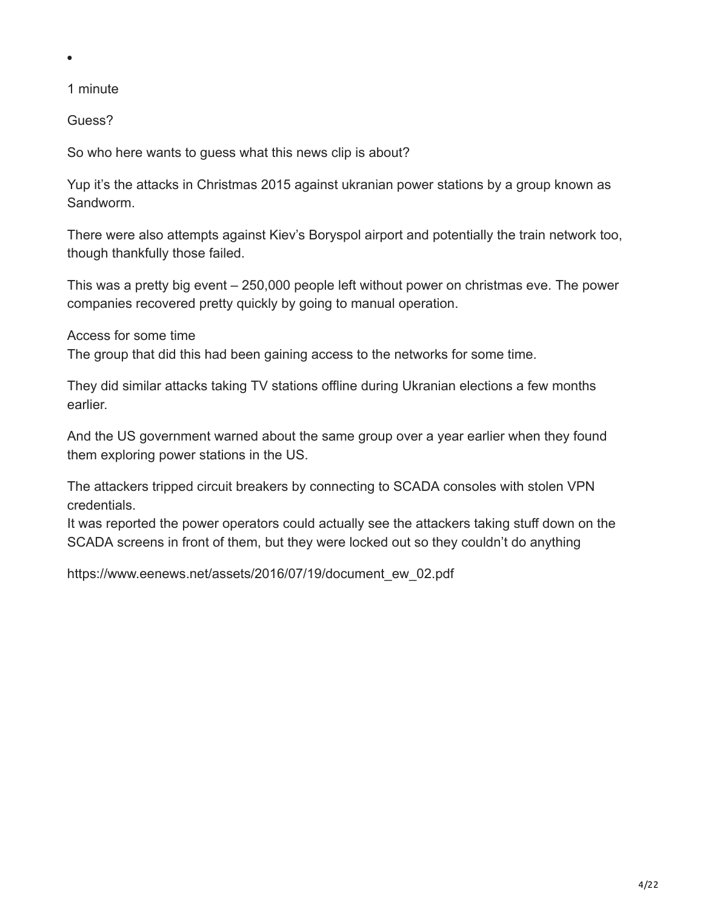- 

1 minute

Guess?

So who here wants to guess what this news clip is about?

Yup it's the attacks in Christmas 2015 against ukranian power stations by a group known as Sandworm.

There were also attempts against Kiev's Boryspol airport and potentially the train network too, though thankfully those failed.

This was a pretty big event – 250,000 people left without power on christmas eve. The power companies recovered pretty quickly by going to manual operation.

Access for some time
The group that did this had been gaining access to the networks for some time.

They did similar attacks taking TV stations offline during Ukranian elections a few months earlier.

And the US government warned about the same group over a year earlier when they found them exploring power stations in the US.

The attackers tripped circuit breakers by connecting to SCADA consoles with stolen VPN credentials.
It was reported the power operators could actually see the attackers taking stuff down on the SCADA screens in front of them, but they were locked out so they couldn't do anything

https://www.eenews.net/assets/2016/07/19/document_ew_02.pdf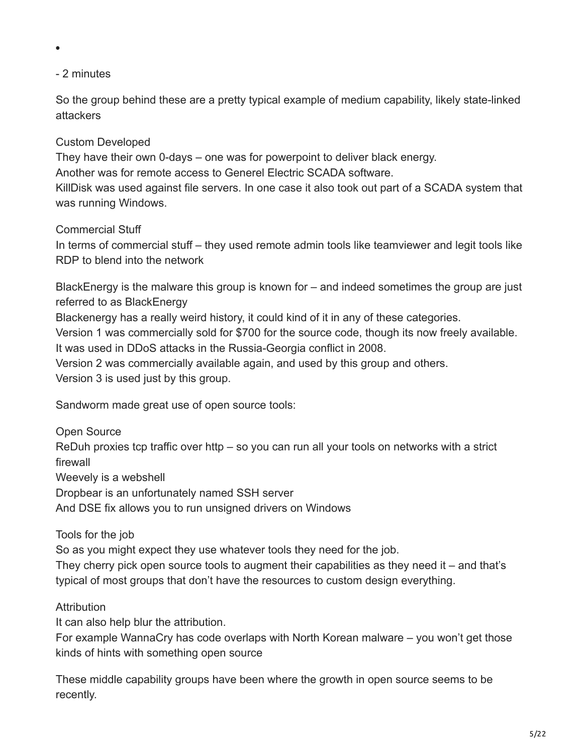- 

- 2 minutes

So the group behind these are a pretty typical example of medium capability, likely state-linked attackers

Custom Developed
They have their own 0-days – one was for powerpoint to deliver black energy.
Another was for remote access to Generel Electric SCADA software.
KillDisk was used against file servers. In one case it also took out part of a SCADA system that was running Windows.

Commercial Stuff
In terms of commercial stuff – they used remote admin tools like teamviewer and legit tools like RDP to blend into the network

BlackEnergy is the malware this group is known for – and indeed sometimes the group are just referred to as BlackEnergy
Blackenergy has a really weird history, it could kind of it in any of these categories.
Version 1 was commercially sold for $700 for the source code, though its now freely available.
It was used in DDoS attacks in the Russia-Georgia conflict in 2008.
Version 2 was commercially available again, and used by this group and others.
Version 3 is used just by this group.

Sandworm made great use of open source tools:

Open Source
ReDuh proxies tcp traffic over http – so you can run all your tools on networks with a strict firewall
Weevely is a webshell
Dropbear is an unfortunately named SSH server
And DSE fix allows you to run unsigned drivers on Windows

Tools for the job
So as you might expect they use whatever tools they need for the job.
They cherry pick open source tools to augment their capabilities as they need it – and that's typical of most groups that don't have the resources to custom design everything.

Attribution
It can also help blur the attribution.
For example WannaCry has code overlaps with North Korean malware – you won't get those kinds of hints with something open source

These middle capability groups have been where the growth in open source seems to be recently.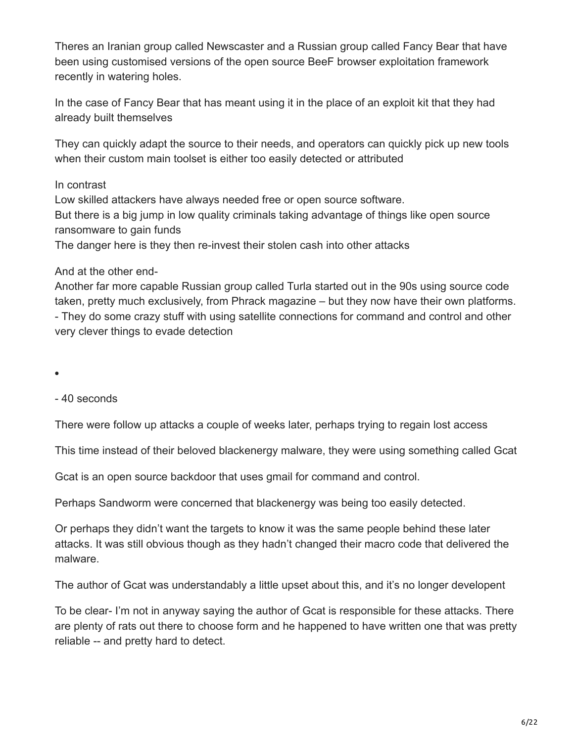Theres an Iranian group called Newscaster and a Russian group called Fancy Bear that have been using customised versions of the open source BeeF browser exploitation framework recently in watering holes.

In the case of Fancy Bear that has meant using it in the place of an exploit kit that they had already built themselves

They can quickly adapt the source to their needs, and operators can quickly pick up new tools when their custom main toolset is either too easily detected or attributed

In contrast
Low skilled attackers have always needed free or open source software.
But there is a big jump in low quality criminals taking advantage of things like open source ransomware to gain funds
The danger here is they then re-invest their stolen cash into other attacks

And at the other end-
Another far more capable Russian group called Turla started out in the 90s using source code taken, pretty much exclusively, from Phrack magazine – but they now have their own platforms.
- They do some crazy stuff with using satellite connections for command and control and other very clever things to evade detection

- 

- 40 seconds

There were follow up attacks a couple of weeks later, perhaps trying to regain lost access

This time instead of their beloved blackenergy malware, they were using something called Gcat

Gcat is an open source backdoor that uses gmail for command and control.

Perhaps Sandworm were concerned that blackenergy was being too easily detected.

Or perhaps they didn't want the targets to know it was the same people behind these later attacks. It was still obvious though as they hadn't changed their macro code that delivered the malware.

The author of Gcat was understandably a little upset about this, and it's no longer developent

To be clear- I'm not in anyway saying the author of Gcat is responsible for these attacks. There are plenty of rats out there to choose form and he happened to have written one that was pretty reliable -- and pretty hard to detect.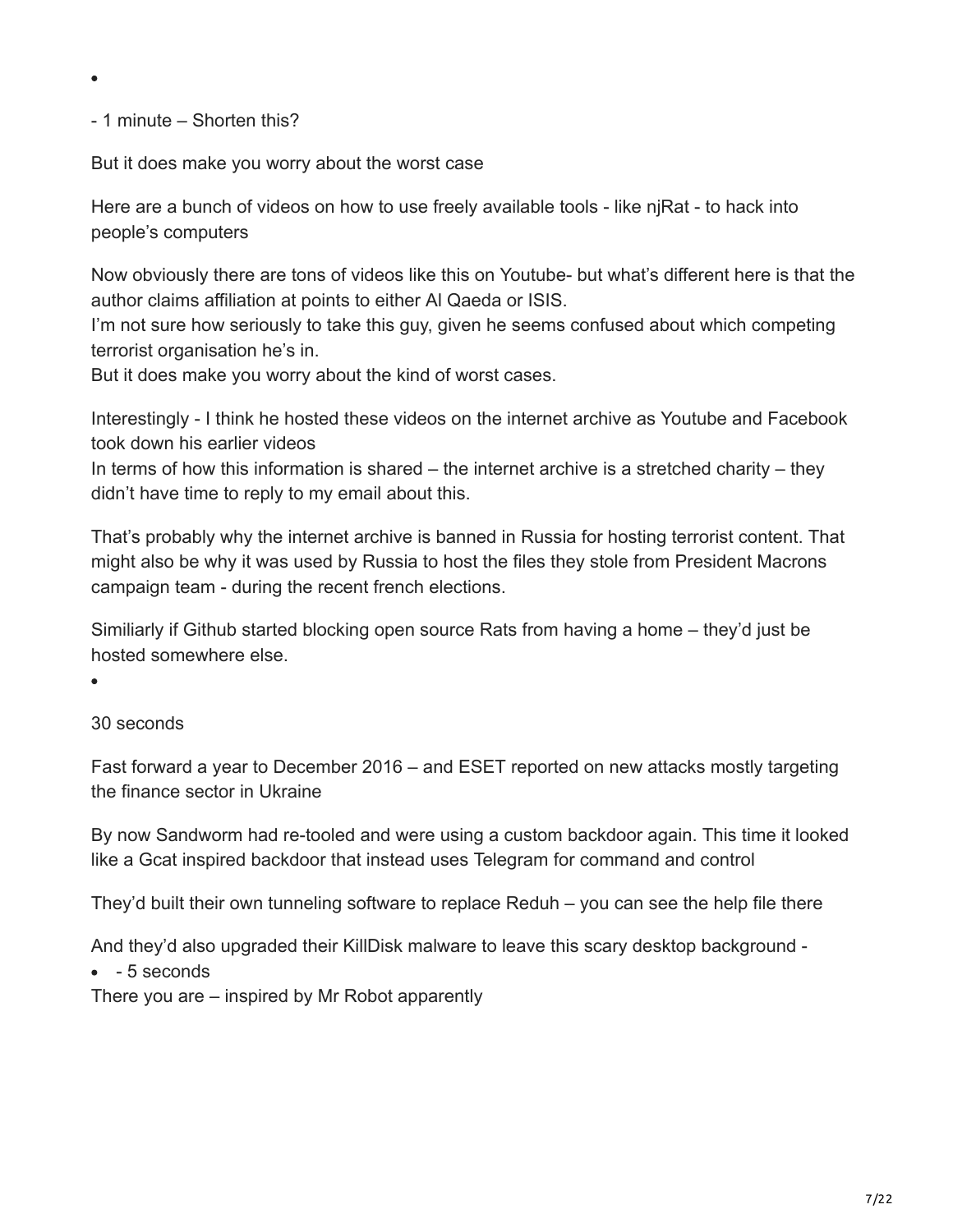- 

- 1 minute – Shorten this?

But it does make you worry about the worst case

Here are a bunch of videos on how to use freely available tools - like njRat - to hack into people's computers

Now obviously there are tons of videos like this on Youtube- but what's different here is that the author claims affiliation at points to either Al Qaeda or ISIS.
I'm not sure how seriously to take this guy, given he seems confused about which competing terrorist organisation he's in.
But it does make you worry about the kind of worst cases.

Interestingly - I think he hosted these videos on the internet archive as Youtube and Facebook took down his earlier videos
In terms of how this information is shared – the internet archive is a stretched charity – they didn't have time to reply to my email about this.

That's probably why the internet archive is banned in Russia for hosting terrorist content. That might also be why it was used by Russia to host the files they stole from President Macrons campaign team - during the recent french elections.

Similiarly if Github started blocking open source Rats from having a home – they'd just be hosted somewhere else.

- 

30 seconds

Fast forward a year to December 2016 – and ESET reported on new attacks mostly targeting the finance sector in Ukraine

By now Sandworm had re-tooled and were using a custom backdoor again. This time it looked like a Gcat inspired backdoor that instead uses Telegram for command and control

They'd built their own tunneling software to replace Reduh – you can see the help file there

And they'd also upgraded their KillDisk malware to leave this scary desktop background -

- - 5 seconds

There you are – inspired by Mr Robot apparently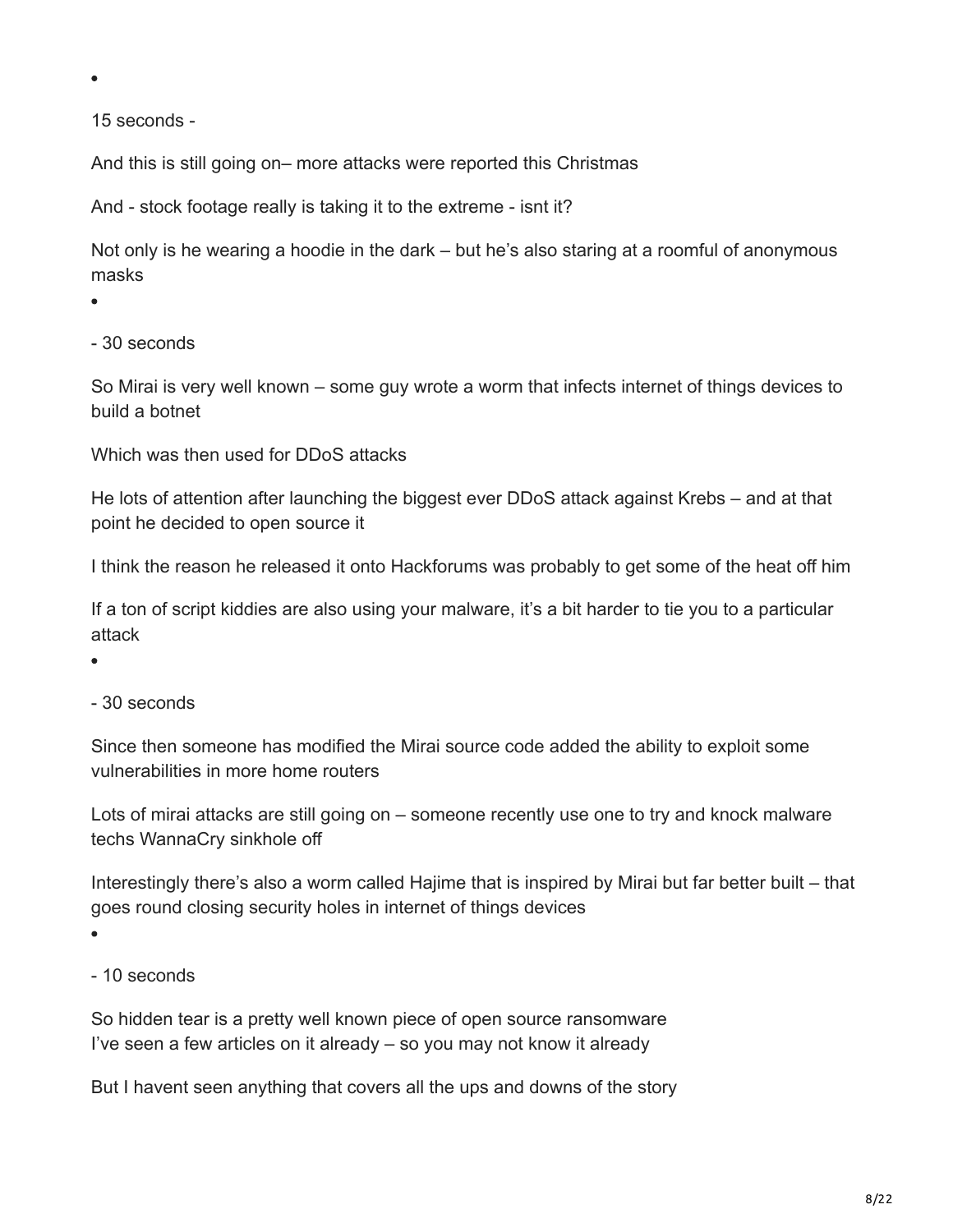- 

15 seconds -

And this is still going on– more attacks were reported this Christmas

And - stock footage really is taking it to the extreme - isnt it?

Not only is he wearing a hoodie in the dark – but he's also staring at a roomful of anonymous masks

- 

- 30 seconds

So Mirai is very well known – some guy wrote a worm that infects internet of things devices to build a botnet

Which was then used for DDoS attacks

He lots of attention after launching the biggest ever DDoS attack against Krebs – and at that point he decided to open source it

I think the reason he released it onto Hackforums was probably to get some of the heat off him

If a ton of script kiddies are also using your malware, it's a bit harder to tie you to a particular attack

- 

- 30 seconds

Since then someone has modified the Mirai source code added the ability to exploit some vulnerabilities in more home routers

Lots of mirai attacks are still going on – someone recently use one to try and knock malware techs WannaCry sinkhole off

Interestingly there's also a worm called Hajime that is inspired by Mirai but far better built – that goes round closing security holes in internet of things devices

- 

- 10 seconds

So hidden tear is a pretty well known piece of open source ransomware
I've seen a few articles on it already – so you may not know it already

But I havent seen anything that covers all the ups and downs of the story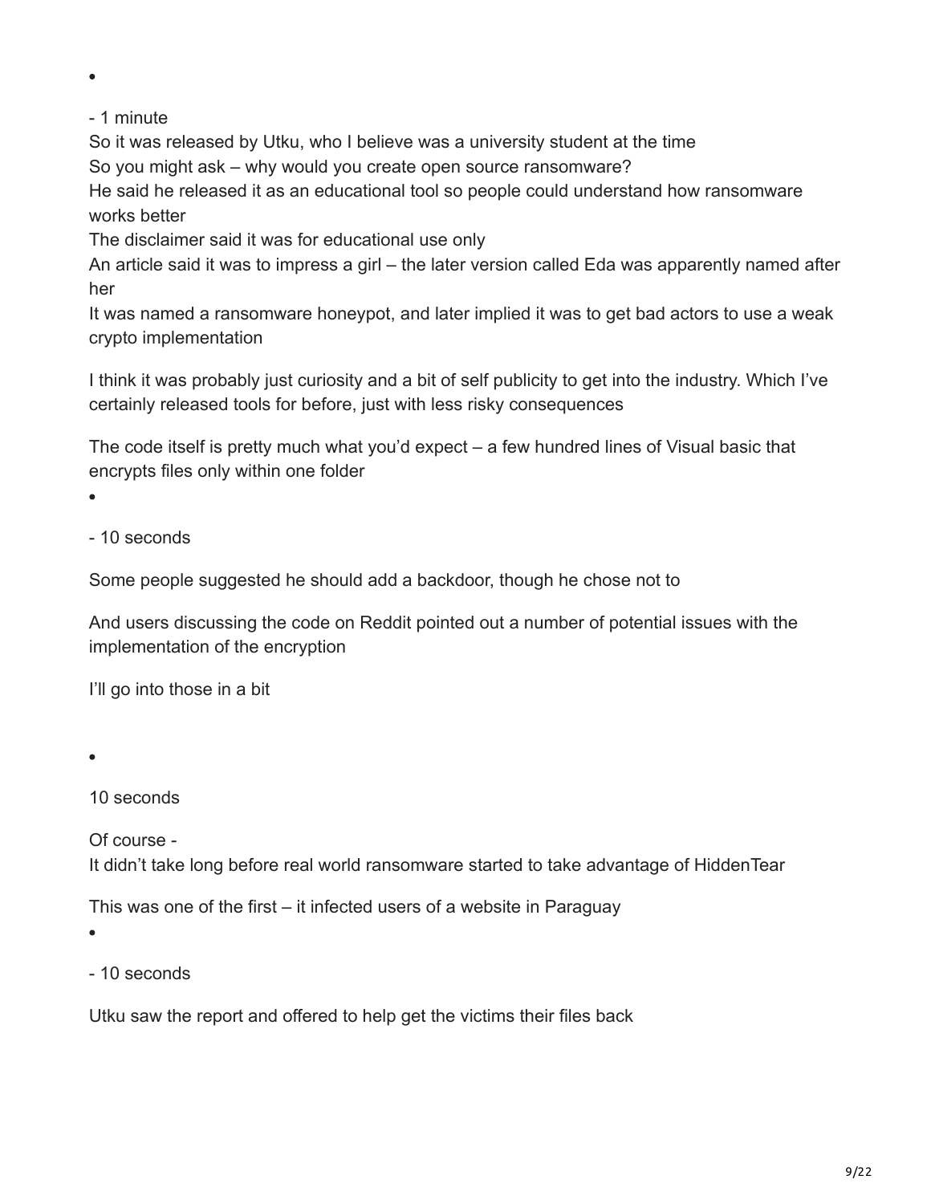- 

- 1 minute
So it was released by Utku, who I believe was a university student at the time
So you might ask – why would you create open source ransomware?
He said he released it as an educational tool so people could understand how ransomware works better
The disclaimer said it was for educational use only
An article said it was to impress a girl – the later version called Eda was apparently named after her
It was named a ransomware honeypot, and later implied it was to get bad actors to use a weak crypto implementation

I think it was probably just curiosity and a bit of self publicity to get into the industry. Which I've certainly released tools for before, just with less risky consequences

The code itself is pretty much what you'd expect – a few hundred lines of Visual basic that encrypts files only within one folder

- 

- 10 seconds

Some people suggested he should add a backdoor, though he chose not to

And users discussing the code on Reddit pointed out a number of potential issues with the implementation of the encryption

I'll go into those in a bit

- 

10 seconds

Of course -
It didn't take long before real world ransomware started to take advantage of HiddenTear

This was one of the first – it infected users of a website in Paraguay

- 

- 10 seconds

Utku saw the report and offered to help get the victims their files back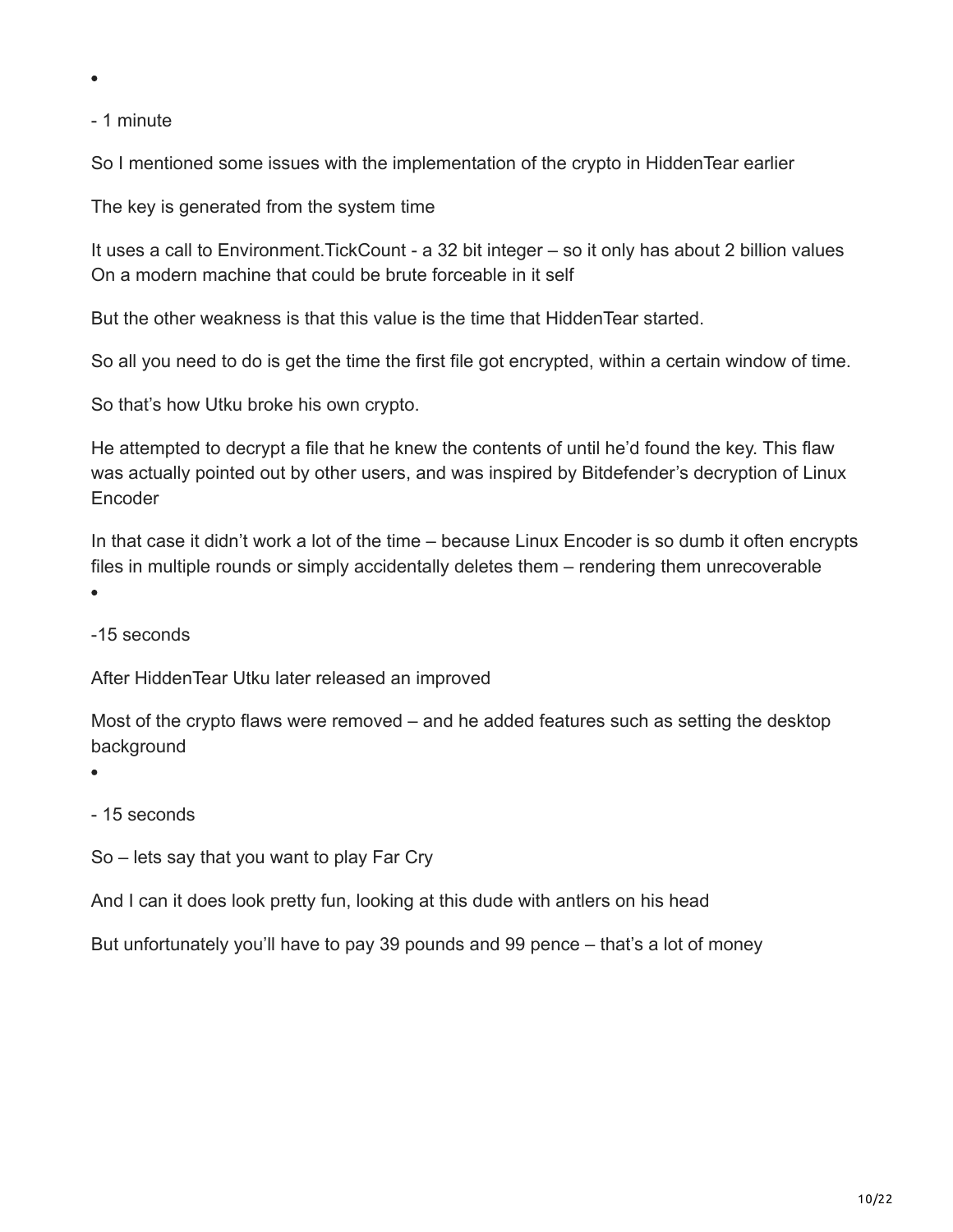- 

\- 1 minute

So I mentioned some issues with the implementation of the crypto in HiddenTear earlier

The key is generated from the system time

It uses a call to Environment.TickCount - a 32 bit integer – so it only has about 2 billion values
On a modern machine that could be brute forceable in it self

But the other weakness is that this value is the time that HiddenTear started.

So all you need to do is get the time the first file got encrypted, within a certain window of time.

So that's how Utku broke his own crypto.

He attempted to decrypt a file that he knew the contents of until he'd found the key. This flaw was actually pointed out by other users, and was inspired by Bitdefender's decryption of Linux Encoder

In that case it didn't work a lot of the time – because Linux Encoder is so dumb it often encrypts files in multiple rounds or simply accidentally deletes them – rendering them unrecoverable

- 

-15 seconds

After HiddenTear Utku later released an improved

Most of the crypto flaws were removed – and he added features such as setting the desktop background

- 

\- 15 seconds

So – lets say that you want to play Far Cry

And I can it does look pretty fun, looking at this dude with antlers on his head

But unfortunately you'll have to pay 39 pounds and 99 pence – that's a lot of money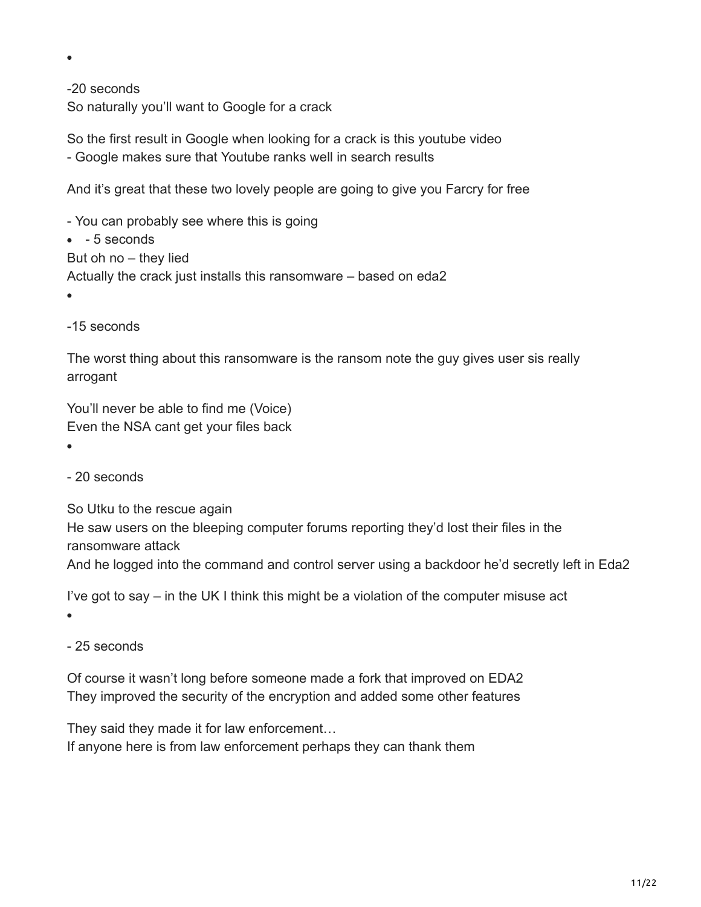-

-20 seconds
So naturally you'll want to Google for a crack

So the first result in Google when looking for a crack is this youtube video
- Google makes sure that Youtube ranks well in search results

And it's great that these two lovely people are going to give you Farcry for free

- You can probably see where this is going

- - 5 seconds

But oh no – they lied
Actually the crack just installs this ransomware – based on eda2

-

-15 seconds

The worst thing about this ransomware is the ransom note the guy gives user sis really arrogant

You'll never be able to find me (Voice)
Even the NSA cant get your files back

-

- 20 seconds

So Utku to the rescue again
He saw users on the bleeping computer forums reporting they'd lost their files in the ransomware attack
And he logged into the command and control server using a backdoor he'd secretly left in Eda2

I've got to say – in the UK I think this might be a violation of the computer misuse act

-

- 25 seconds

Of course it wasn't long before someone made a fork that improved on EDA2
They improved the security of the encryption and added some other features

They said they made it for law enforcement…
If anyone here is from law enforcement perhaps they can thank them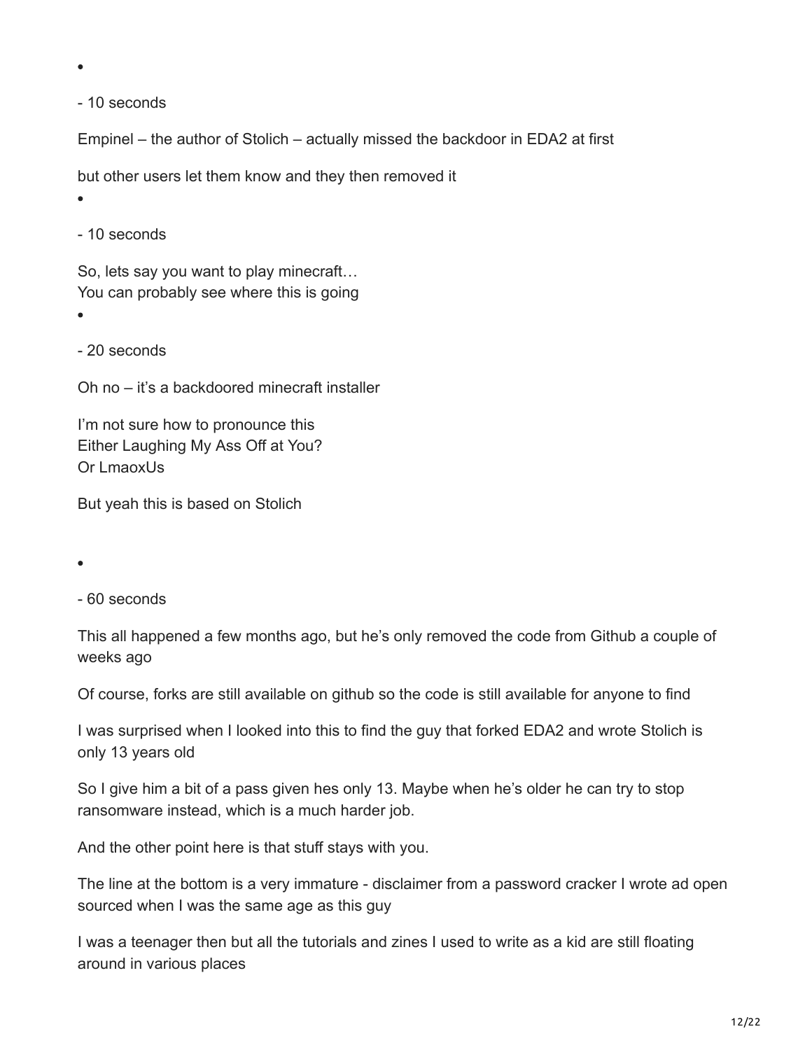- 
- 10 seconds

Empinel – the author of Stolich – actually missed the backdoor in EDA2 at first

but other users let them know and they then removed it

- 
- 10 seconds

So, lets say you want to play minecraft…
You can probably see where this is going

- 
- 20 seconds

Oh no – it's a backdoored minecraft installer

I'm not sure how to pronounce this
Either Laughing My Ass Off at You?
Or LmaoxUs

But yeah this is based on Stolich

- 
- 60 seconds

This all happened a few months ago, but he's only removed the code from Github a couple of weeks ago

Of course, forks are still available on github so the code is still available for anyone to find

I was surprised when I looked into this to find the guy that forked EDA2 and wrote Stolich is only 13 years old

So I give him a bit of a pass given hes only 13. Maybe when he's older he can try to stop ransomware instead, which is a much harder job.

And the other point here is that stuff stays with you.

The line at the bottom is a very immature - disclaimer from a password cracker I wrote ad open sourced when I was the same age as this guy

I was a teenager then but all the tutorials and zines I used to write as a kid are still floating around in various places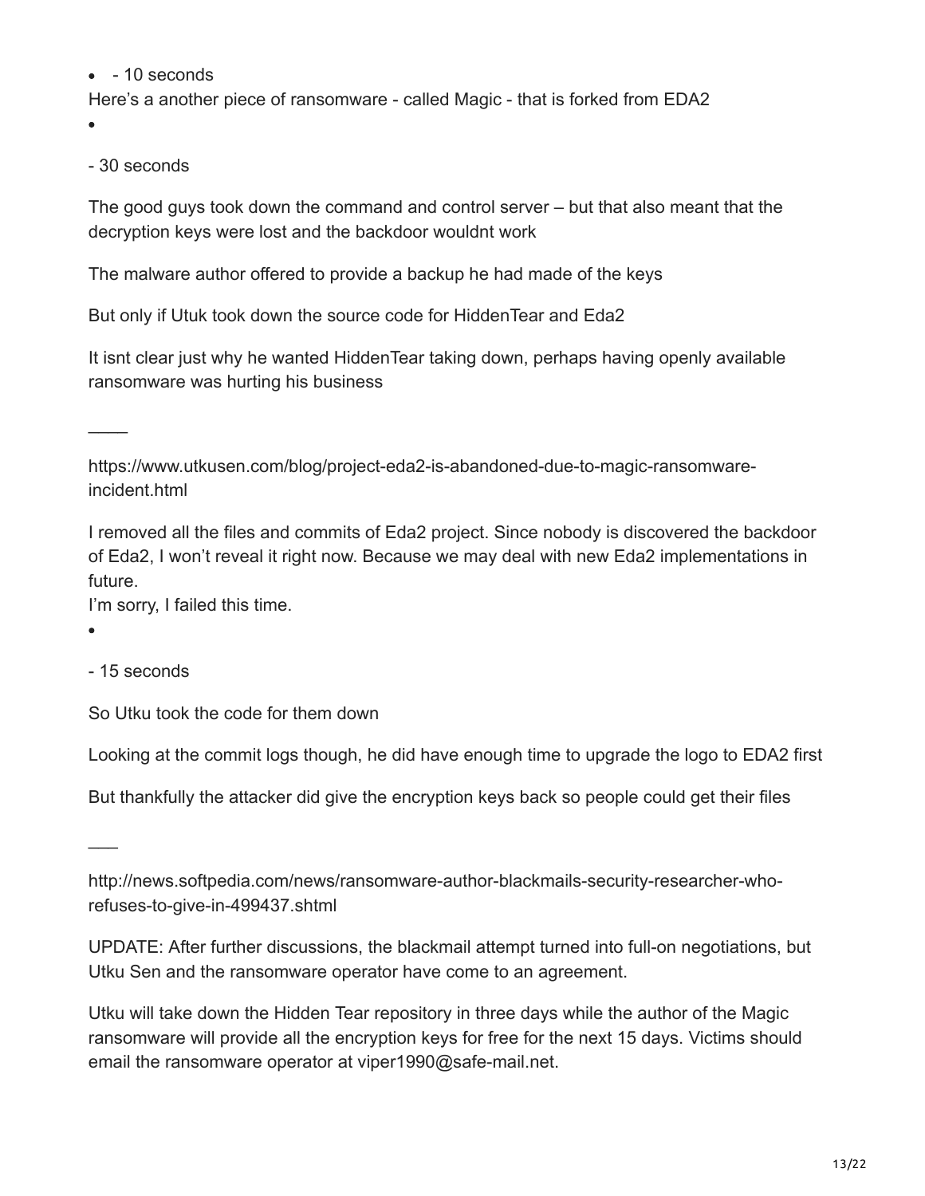- - 10 seconds

Here's a another piece of ransomware - called Magic - that is forked from EDA2

- 

- 30 seconds

The good guys took down the command and control server – but that also meant that the decryption keys were lost and the backdoor wouldnt work

The malware author offered to provide a backup he had made of the keys

But only if Utuk took down the source code for HiddenTear and Eda2

It isnt clear just why he wanted HiddenTear taking down, perhaps having openly available ransomware was hurting his business

____

https://www.utkusen.com/blog/project-eda2-is-abandoned-due-to-magic-ransomware-incident.html

I removed all the files and commits of Eda2 project. Since nobody is discovered the backdoor of Eda2, I won't reveal it right now. Because we may deal with new Eda2 implementations in future.
I'm sorry, I failed this time.

- 

- 15 seconds

So Utku took the code for them down

Looking at the commit logs though, he did have enough time to upgrade the logo to EDA2 first

But thankfully the attacker did give the encryption keys back so people could get their files

___

http://news.softpedia.com/news/ransomware-author-blackmails-security-researcher-who-refuses-to-give-in-499437.shtml

UPDATE: After further discussions, the blackmail attempt turned into full-on negotiations, but Utku Sen and the ransomware operator have come to an agreement.

Utku will take down the Hidden Tear repository in three days while the author of the Magic ransomware will provide all the encryption keys for free for the next 15 days. Victims should email the ransomware operator at viper1990@safe-mail.net.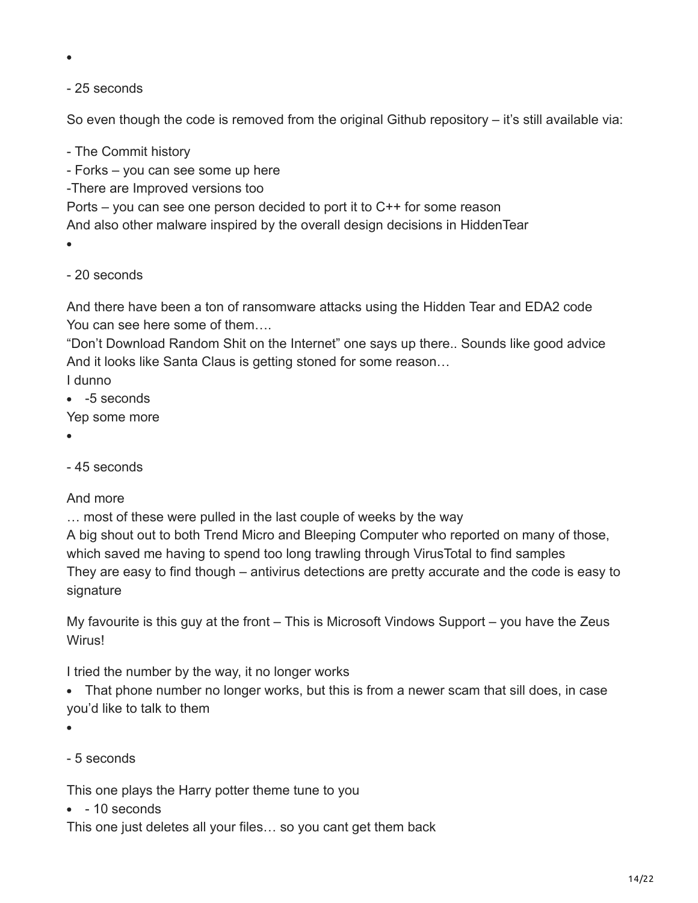- 

\- 25 seconds

So even though the code is removed from the original Github repository – it's still available via:

\- The Commit history
\- Forks – you can see some up here
-There are Improved versions too
Ports – you can see one person decided to port it to C++ for some reason
And also other malware inspired by the overall design decisions in HiddenTear

- 

\- 20 seconds

And there have been a ton of ransomware attacks using the Hidden Tear and EDA2 code
You can see here some of them….
"Don't Download Random Shit on the Internet" one says up there.. Sounds like good advice
And it looks like Santa Claus is getting stoned for some reason…
I dunno

- -5 seconds

Yep some more

- 

\- 45 seconds

And more
… most of these were pulled in the last couple of weeks by the way
A big shout out to both Trend Micro and Bleeping Computer who reported on many of those, which saved me having to spend too long trawling through VirusTotal to find samples
They are easy to find though – antivirus detections are pretty accurate and the code is easy to signature

My favourite is this guy at the front – This is Microsoft Vindows Support – you have the Zeus Wirus!

I tried the number by the way, it no longer works

- That phone number no longer works, but this is from a newer scam that sill does, in case you'd like to talk to them

- 

\- 5 seconds

This one plays the Harry potter theme tune to you

- \- 10 seconds

This one just deletes all your files… so you cant get them back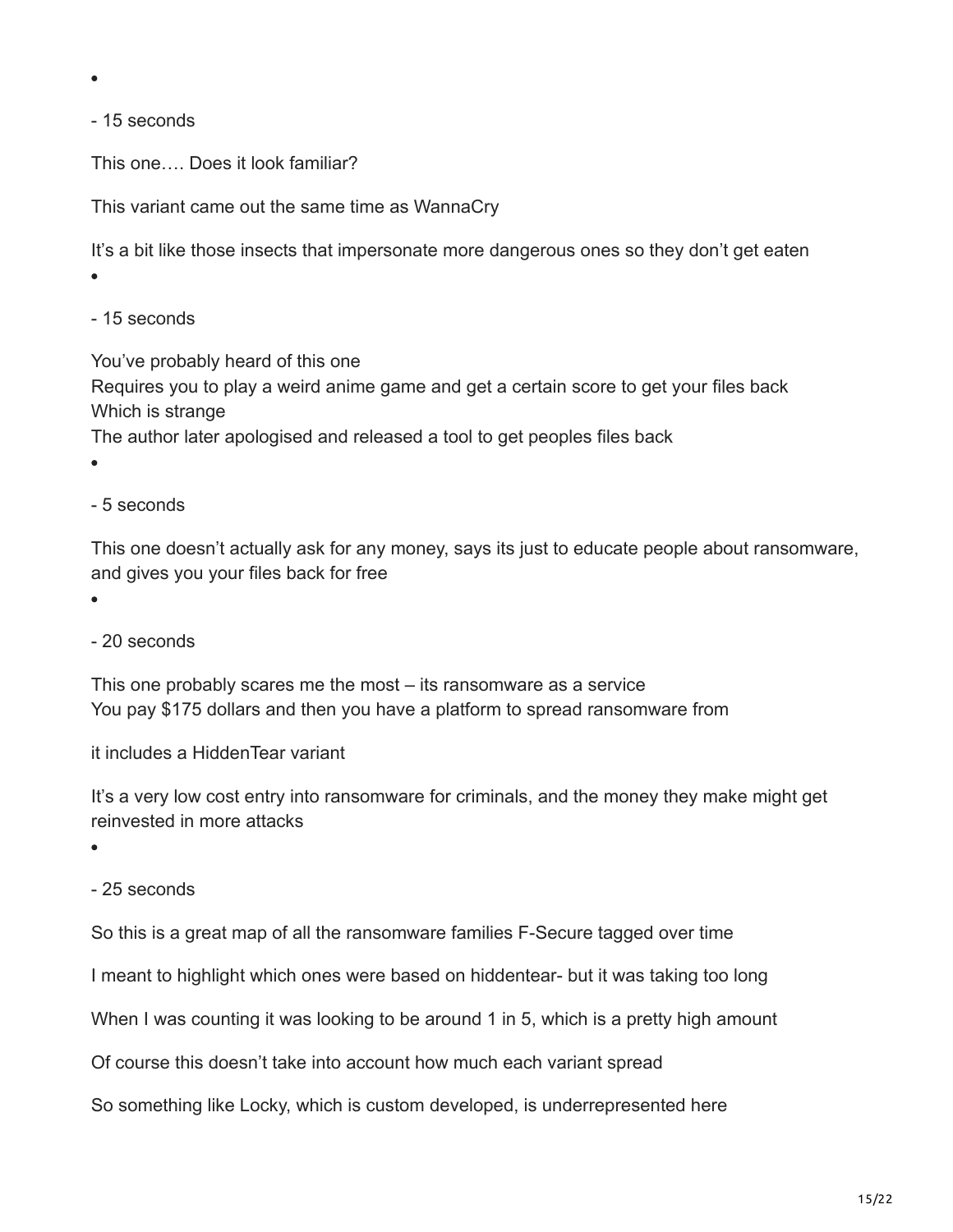- 

\- 15 seconds

This one…. Does it look familiar?

This variant came out the same time as WannaCry

It's a bit like those insects that impersonate more dangerous ones so they don't get eaten

- 

\- 15 seconds

You've probably heard of this one
Requires you to play a weird anime game and get a certain score to get your files back
Which is strange
The author later apologised and released a tool to get peoples files back

- 

\- 5 seconds

This one doesn't actually ask for any money, says its just to educate people about ransomware, and gives you your files back for free

- 

\- 20 seconds

This one probably scares me the most – its ransomware as a service
You pay $175 dollars and then you have a platform to spread ransomware from

it includes a HiddenTear variant

It's a very low cost entry into ransomware for criminals, and the money they make might get reinvested in more attacks

- 

\- 25 seconds

So this is a great map of all the ransomware families F-Secure tagged over time

I meant to highlight which ones were based on hiddentear- but it was taking too long

When I was counting it was looking to be around 1 in 5, which is a pretty high amount

Of course this doesn't take into account how much each variant spread

So something like Locky, which is custom developed, is underrepresented here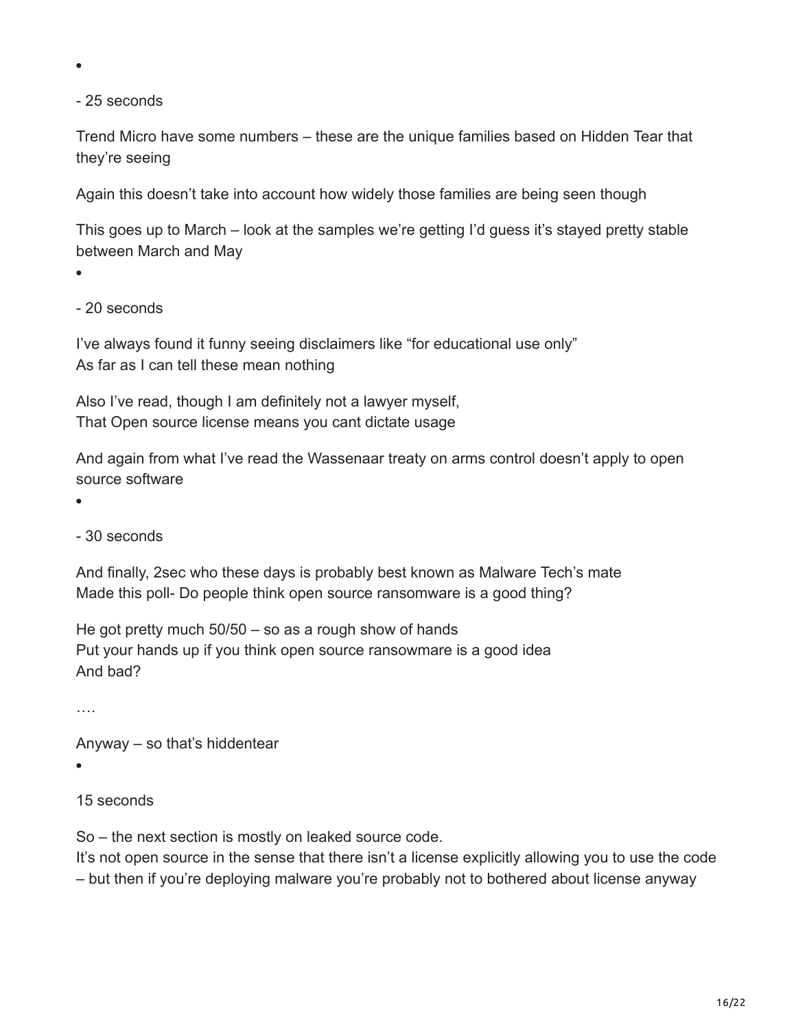- 

\- 25 seconds

Trend Micro have some numbers – these are the unique families based on Hidden Tear that they're seeing

Again this doesn't take into account how widely those families are being seen though

This goes up to March – look at the samples we're getting I'd guess it's stayed pretty stable between March and May

- 

\- 20 seconds

I've always found it funny seeing disclaimers like "for educational use only"
As far as I can tell these mean nothing

Also I've read, though I am definitely not a lawyer myself,
That Open source license means you cant dictate usage

And again from what I've read the Wassenaar treaty on arms control doesn't apply to open source software

- 

\- 30 seconds

And finally, 2sec who these days is probably best known as Malware Tech's mate
Made this poll- Do people think open source ransomware is a good thing?

He got pretty much 50/50 – so as a rough show of hands
Put your hands up if you think open source ransowmare is a good idea
And bad?

….

Anyway – so that's hiddentear

- 

15 seconds

So – the next section is mostly on leaked source code.
It's not open source in the sense that there isn't a license explicitly allowing you to use the code – but then if you're deploying malware you're probably not to bothered about license anyway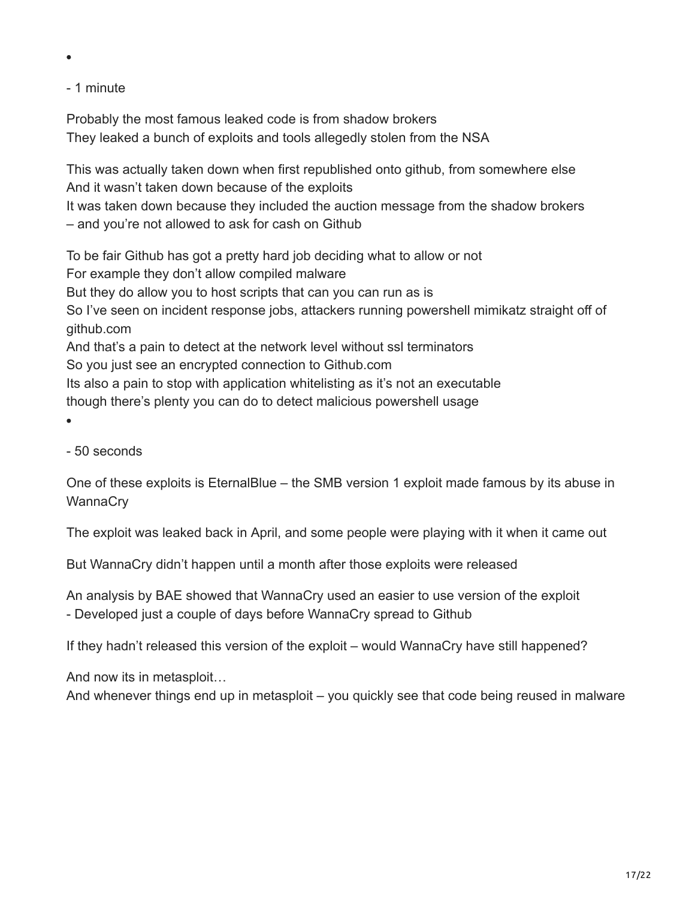- 

\- 1 minute

Probably the most famous leaked code is from shadow brokers
They leaked a bunch of exploits and tools allegedly stolen from the NSA

This was actually taken down when first republished onto github, from somewhere else
And it wasn't taken down because of the exploits
It was taken down because they included the auction message from the shadow brokers
– and you're not allowed to ask for cash on Github

To be fair Github has got a pretty hard job deciding what to allow or not
For example they don't allow compiled malware
But they do allow you to host scripts that can you can run as is
So I've seen on incident response jobs, attackers running powershell mimikatz straight off of github.com
And that's a pain to detect at the network level without ssl terminators
So you just see an encrypted connection to Github.com
Its also a pain to stop with application whitelisting as it's not an executable
though there's plenty you can do to detect malicious powershell usage

- 

\- 50 seconds

One of these exploits is EternalBlue – the SMB version 1 exploit made famous by its abuse in WannaCry

The exploit was leaked back in April, and some people were playing with it when it came out

But WannaCry didn't happen until a month after those exploits were released

An analysis by BAE showed that WannaCry used an easier to use version of the exploit
\- Developed just a couple of days before WannaCry spread to Github

If they hadn't released this version of the exploit – would WannaCry have still happened?

And now its in metasploit…
And whenever things end up in metasploit – you quickly see that code being reused in malware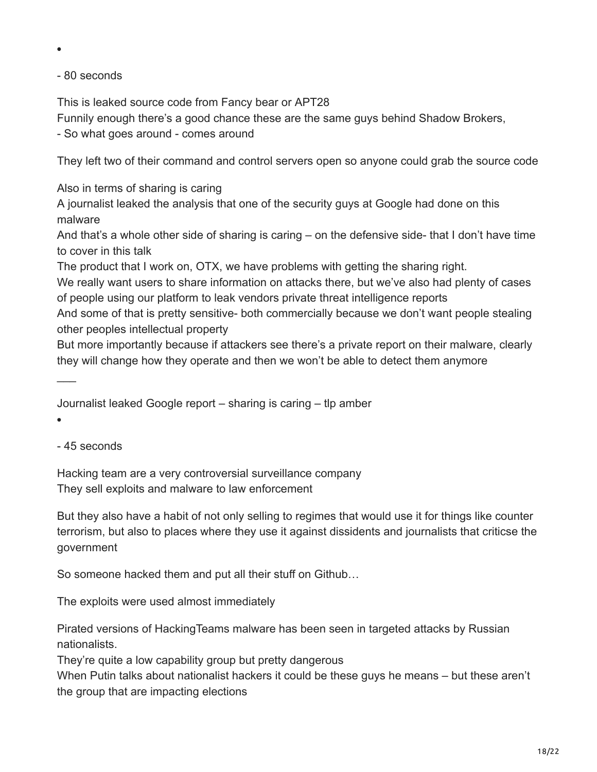- 

- 80 seconds

This is leaked source code from Fancy bear or APT28
Funnily enough there's a good chance these are the same guys behind Shadow Brokers,
- So what goes around - comes around

They left two of their command and control servers open so anyone could grab the source code

Also in terms of sharing is caring
A journalist leaked the analysis that one of the security guys at Google had done on this malware
And that's a whole other side of sharing is caring – on the defensive side- that I don't have time to cover in this talk
The product that I work on, OTX, we have problems with getting the sharing right.
We really want users to share information on attacks there, but we've also had plenty of cases of people using our platform to leak vendors private threat intelligence reports
And some of that is pretty sensitive- both commercially because we don't want people stealing other peoples intellectual property
But more importantly because if attackers see there's a private report on their malware, clearly they will change how they operate and then we won't be able to detect them anymore

___

Journalist leaked Google report – sharing is caring – tlp amber

- 

- 45 seconds

Hacking team are a very controversial surveillance company
They sell exploits and malware to law enforcement

But they also have a habit of not only selling to regimes that would use it for things like counter terrorism, but also to places where they use it against dissidents and journalists that criticse the government

So someone hacked them and put all their stuff on Github…

The exploits were used almost immediately

Pirated versions of HackingTeams malware has been seen in targeted attacks by Russian nationalists.
They're quite a low capability group but pretty dangerous
When Putin talks about nationalist hackers it could be these guys he means – but these aren't the group that are impacting elections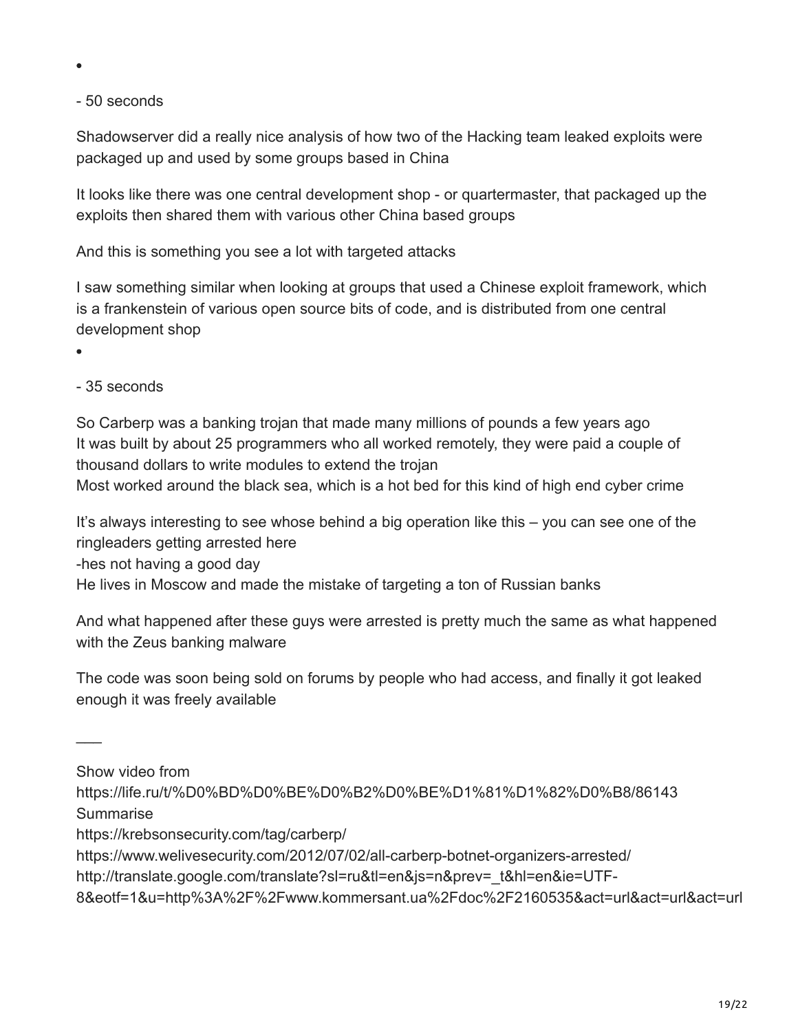- 

- 50 seconds

Shadowserver did a really nice analysis of how two of the Hacking team leaked exploits were packaged up and used by some groups based in China

It looks like there was one central development shop - or quartermaster, that packaged up the exploits then shared them with various other China based groups

And this is something you see a lot with targeted attacks

I saw something similar when looking at groups that used a Chinese exploit framework, which is a frankenstein of various open source bits of code, and is distributed from one central development shop

- 

- 35 seconds

So Carberp was a banking trojan that made many millions of pounds a few years ago
It was built by about 25 programmers who all worked remotely, they were paid a couple of thousand dollars to write modules to extend the trojan
Most worked around the black sea, which is a hot bed for this kind of high end cyber crime

It's always interesting to see whose behind a big operation like this – you can see one of the ringleaders getting arrested here
-hes not having a good day
He lives in Moscow and made the mistake of targeting a ton of Russian banks

And what happened after these guys were arrested is pretty much the same as what happened with the Zeus banking malware

The code was soon being sold on forums by people who had access, and finally it got leaked enough it was freely available

___

Show video from
https://life.ru/t/%D0%BD%D0%BE%D0%B2%D0%BE%D1%81%D1%82%D0%B8/86143
Summarise
https://krebsonsecurity.com/tag/carberp/
https://www.welivesecurity.com/2012/07/02/all-carberp-botnet-organizers-arrested/
http://translate.google.com/translate?sl=ru&tl=en&js=n&prev=_t&hl=en&ie=UTF-8&eotf=1&u=http%3A%2F%2Fwww.kommersant.ua%2Fdoc%2F2160535&act=url&act=url&act=url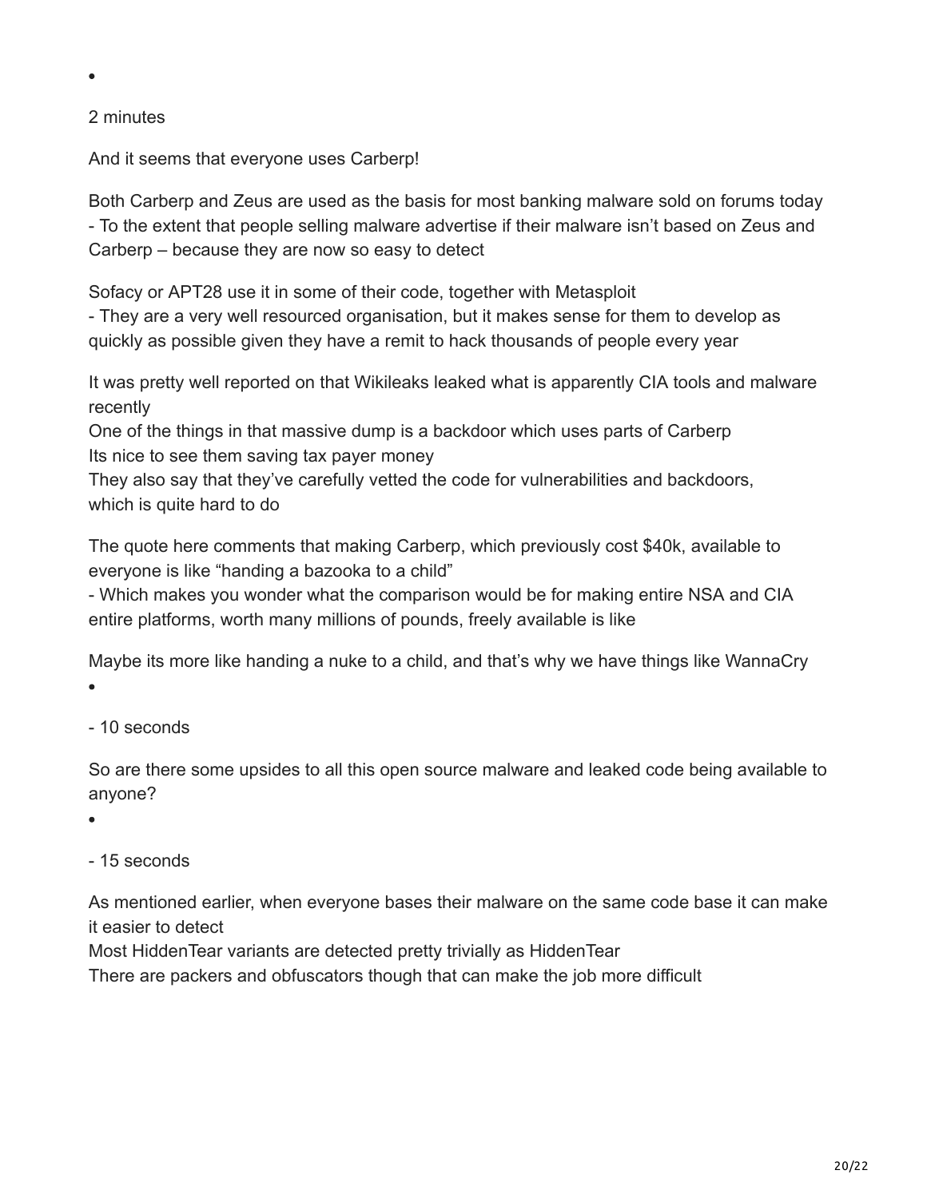- 

2 minutes

And it seems that everyone uses Carberp!

Both Carberp and Zeus are used as the basis for most banking malware sold on forums today
- To the extent that people selling malware advertise if their malware isn't based on Zeus and Carberp – because they are now so easy to detect

Sofacy or APT28 use it in some of their code, together with Metasploit
- They are a very well resourced organisation, but it makes sense for them to develop as quickly as possible given they have a remit to hack thousands of people every year

It was pretty well reported on that Wikileaks leaked what is apparently CIA tools and malware recently
One of the things in that massive dump is a backdoor which uses parts of Carberp
Its nice to see them saving tax payer money
They also say that they've carefully vetted the code for vulnerabilities and backdoors, which is quite hard to do

The quote here comments that making Carberp, which previously cost $40k, available to everyone is like "handing a bazooka to a child"
- Which makes you wonder what the comparison would be for making entire NSA and CIA entire platforms, worth many millions of pounds, freely available is like

Maybe its more like handing a nuke to a child, and that's why we have things like WannaCry

- 

- 10 seconds

So are there some upsides to all this open source malware and leaked code being available to anyone?

- 

- 15 seconds

As mentioned earlier, when everyone bases their malware on the same code base it can make it easier to detect
Most HiddenTear variants are detected pretty trivially as HiddenTear
There are packers and obfuscators though that can make the job more difficult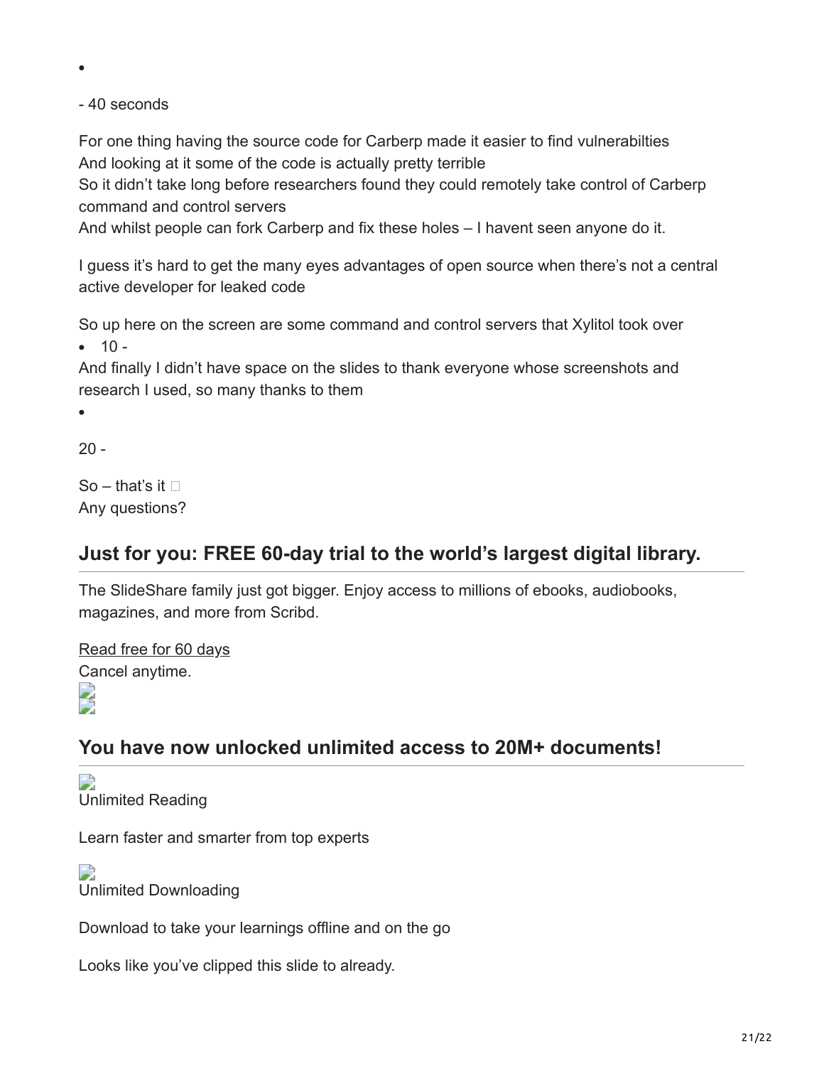- 

- 40 seconds

For one thing having the source code for Carberp made it easier to find vulnerabilties
And looking at it some of the code is actually pretty terrible
So it didn't take long before researchers found they could remotely take control of Carberp command and control servers
And whilst people can fork Carberp and fix these holes – I havent seen anyone do it.

I guess it's hard to get the many eyes advantages of open source when there's not a central active developer for leaked code

So up here on the screen are some command and control servers that Xylitol took over

- 10 -

And finally I didn't have space on the slides to thank everyone whose screenshots and research I used, so many thanks to them

- 

20 -

So – that's it 
Any questions?

## Just for you: FREE 60-day trial to the world's largest digital library.

The SlideShare family just got bigger. Enjoy access to millions of ebooks, audiobooks, magazines, and more from Scribd.

Read free for 60 days
Cancel anytime.

## You have now unlocked unlimited access to 20M+ documents!

Unlimited Reading

Learn faster and smarter from top experts

Unlimited Downloading

Download to take your learnings offline and on the go

Looks like you've clipped this slide to already.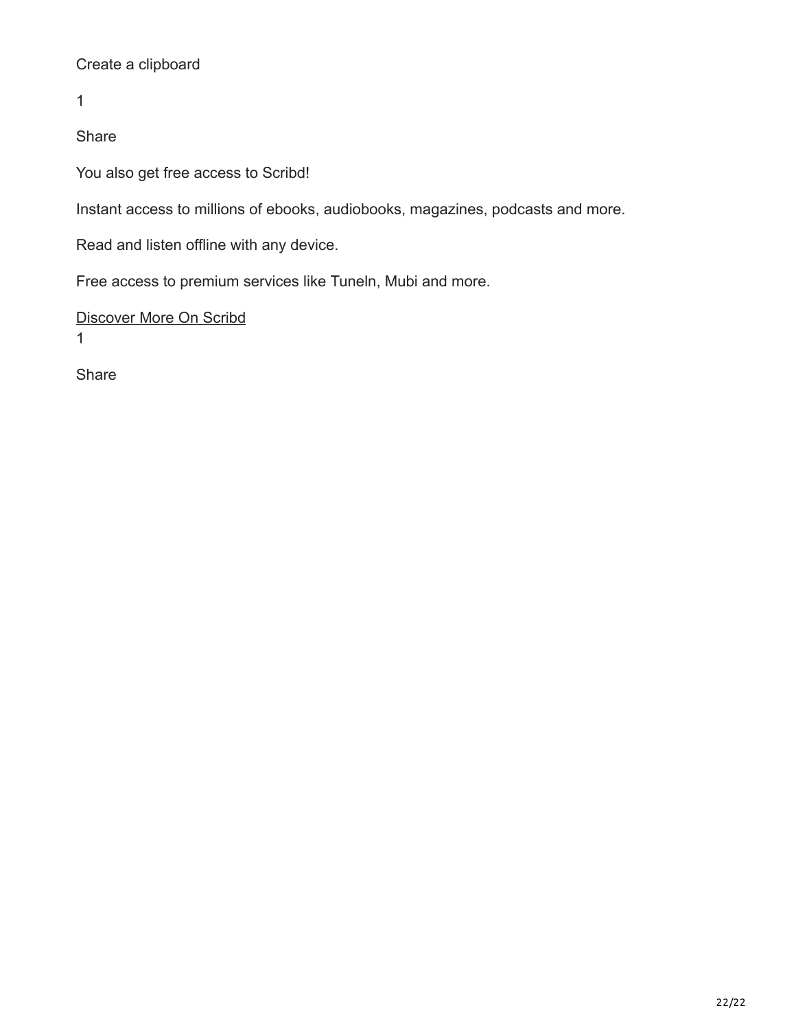Create a clipboard

1

Share

You also get free access to Scribd!

Instant access to millions of ebooks, audiobooks, magazines, podcasts and more.

Read and listen offline with any device.

Free access to premium services like Tuneln, Mubi and more.

Discover More On Scribd

1

Share